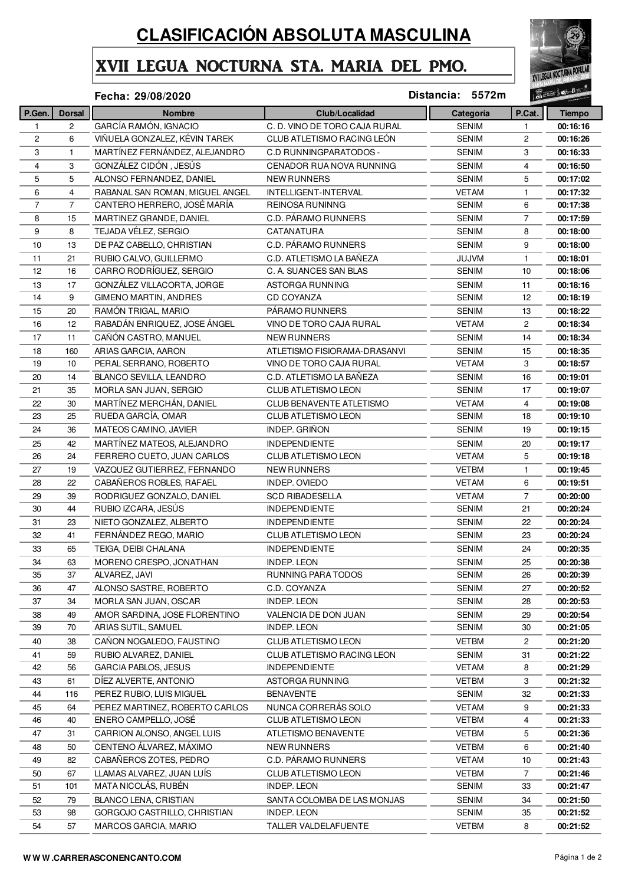# CLASIFICACIÓN ABSOLUTA MASCULINA

## XVII LEGUA NOCTURNA STA. MARIA DEL PMO.

**Fecha: 29/08/2020** **Distancia: 5572m**

| P.Gen. | Dorsal | Nombre | Club/Localidad | Categoría | P.Cat. | Tiempo |
|---|---|---|---|---|---|---|
| 1 | 2 | GARCÍA RAMÓN, IGNACIO | C. D. VINO DE TORO CAJA RURAL | SENIM | 1 | **00:16:16** |
| 2 | 6 | VIÑUELA GONZALEZ, KÉVIN TAREK | CLUB ATLETISMO RACING LEÓN | SENIM | 2 | **00:16:26** |
| 3 | 1 | MARTÍNEZ FERNÁNDEZ, ALEJANDRO | C.D RUNNINGPARATODOS - | SENIM | 3 | **00:16:33** |
| 4 | 3 | GONZÁLEZ CIDÓN , JESÚS | CENADOR RUA NOVA RUNNING | SENIM | 4 | **00:16:50** |
| 5 | 5 | ALONSO FERNANDEZ, DANIEL | NEW RUNNERS | SENIM | 5 | **00:17:02** |
| 6 | 4 | RABANAL SAN ROMAN, MIGUEL ANGEL | INTELLIGENT-INTERVAL | VETAM | 1 | **00:17:32** |
| 7 | 7 | CANTERO HERRERO, JOSÉ MARÍA | REINOSA RUNINNG | SENIM | 6 | **00:17:38** |
| 8 | 15 | MARTINEZ GRANDE, DANIEL | C.D. PÁRAMO RUNNERS | SENIM | 7 | **00:17:59** |
| 9 | 8 | TEJADA VÉLEZ, SERGIO | CATANATURA | SENIM | 8 | **00:18:00** |
| 10 | 13 | DE PAZ CABELLO, CHRISTIAN | C.D. PÁRAMO RUNNERS | SENIM | 9 | **00:18:00** |
| 11 | 21 | RUBIO CALVO, GUILLERMO | C.D. ATLETISMO LA BAÑEZA | JUJVM | 1 | **00:18:01** |
| 12 | 16 | CARRO RODRÍGUEZ, SERGIO | C. A. SUANCES SAN BLAS | SENIM | 10 | **00:18:06** |
| 13 | 17 | GONZÁLEZ VILLACORTA, JORGE | ASTORGA RUNNING | SENIM | 11 | **00:18:16** |
| 14 | 9 | GIMENO MARTIN, ANDRES | CD COYANZA | SENIM | 12 | **00:18:19** |
| 15 | 20 | RAMÓN TRIGAL, MARIO | PÁRAMO RUNNERS | SENIM | 13 | **00:18:22** |
| 16 | 12 | RABADÁN ENRIQUEZ, JOSÉ ÁNGEL | VINO DE TORO CAJA RURAL | VETAM | 2 | **00:18:34** |
| 17 | 11 | CAÑÓN CASTRO, MANUEL | NEW RUNNERS | SENIM | 14 | **00:18:34** |
| 18 | 160 | ARIAS GARCIA, AARON | ATLETISMO FISIORAMA-DRASANVI | SENIM | 15 | **00:18:35** |
| 19 | 10 | PERAL SERRANO, ROBERTO | VINO DE TORO CAJA RURAL | VETAM | 3 | **00:18:57** |
| 20 | 14 | BLANCO SEVILLA, LEANDRO | C.D. ATLETISMO LA BAÑEZA | SENIM | 16 | **00:19:01** |
| 21 | 35 | MORLA SAN JUAN, SERGIO | CLUB ATLETISMO LEON | SENIM | 17 | **00:19:07** |
| 22 | 30 | MARTÍNEZ MERCHÁN, DANIEL | CLUB BENAVENTE ATLETISMO | VETAM | 4 | **00:19:08** |
| 23 | 25 | RUEDA GARCÍA, OMAR | CLUB ATLETISMO LEON | SENIM | 18 | **00:19:10** |
| 24 | 36 | MATEOS CAMINO, JAVIER | INDEP. GRIÑON | SENIM | 19 | **00:19:15** |
| 25 | 42 | MARTÍNEZ MATEOS, ALEJANDRO | INDEPENDIENTE | SENIM | 20 | **00:19:17** |
| 26 | 24 | FERRERO CUETO, JUAN CARLOS | CLUB ATLETISMO LEON | VETAM | 5 | **00:19:18** |
| 27 | 19 | VAZQUEZ GUTIERREZ, FERNANDO | NEW RUNNERS | VETBM | 1 | **00:19:45** |
| 28 | 22 | CABAÑEROS ROBLES, RAFAEL | INDEP. OVIEDO | VETAM | 6 | **00:19:51** |
| 29 | 39 | RODRIGUEZ GONZALO, DANIEL | SCD RIBADESELLA | VETAM | 7 | **00:20:00** |
| 30 | 44 | RUBIO IZCARA, JESÚS | INDEPENDIENTE | SENIM | 21 | **00:20:24** |
| 31 | 23 | NIETO GONZALEZ, ALBERTO | INDEPENDIENTE | SENIM | 22 | **00:20:24** |
| 32 | 41 | FERNÁNDEZ REGO, MARIO | CLUB ATLETISMO LEON | SENIM | 23 | **00:20:24** |
| 33 | 65 | TEIGA, DEIBI CHALANA | INDEPENDIENTE | SENIM | 24 | **00:20:35** |
| 34 | 63 | MORENO CRESPO, JONATHAN | INDEP. LEON | SENIM | 25 | **00:20:38** |
| 35 | 37 | ALVAREZ, JAVI | RUNNING PARA TODOS | SENIM | 26 | **00:20:39** |
| 36 | 47 | ALONSO SASTRE, ROBERTO | C.D. COYANZA | SENIM | 27 | **00:20:52** |
| 37 | 34 | MORLA SAN JUAN, OSCAR | INDEP. LEON | SENIM | 28 | **00:20:53** |
| 38 | 49 | AMOR SARDINA, JOSE FLORENTINO | VALENCIA DE DON JUAN | SENIM | 29 | **00:20:54** |
| 39 | 70 | ARIAS SUTIL, SAMUEL | INDEP. LEON | SENIM | 30 | **00:21:05** |
| 40 | 38 | CAÑON NOGALEDO, FAUSTINO | CLUB ATLETISMO LEON | VETBM | 2 | **00:21:20** |
| 41 | 59 | RUBIO ALVAREZ, DANIEL | CLUB ATLETISMO RACING LEON | SENIM | 31 | **00:21:22** |
| 42 | 56 | GARCIA PABLOS, JESUS | INDEPENDIENTE | VETAM | 8 | **00:21:29** |
| 43 | 61 | DÍEZ ALVERTE, ANTONIO | ASTORGA RUNNING | VETBM | 3 | **00:21:32** |
| 44 | 116 | PEREZ RUBIO, LUIS MIGUEL | BENAVENTE | SENIM | 32 | **00:21:33** |
| 45 | 64 | PEREZ MARTINEZ, ROBERTO CARLOS | NUNCA CORRERÁS SOLO | VETAM | 9 | **00:21:33** |
| 46 | 40 | ENERO CAMPELLO, JOSÉ | CLUB ATLETISMO LEON | VETBM | 4 | **00:21:33** |
| 47 | 31 | CARRION ALONSO, ANGEL LUIS | ATLETISMO BENAVENTE | VETBM | 5 | **00:21:36** |
| 48 | 50 | CENTENO ÁLVAREZ, MÁXIMO | NEW RUNNERS | VETBM | 6 | **00:21:40** |
| 49 | 82 | CABAÑEROS ZOTES, PEDRO | C.D. PÁRAMO RUNNERS | VETAM | 10 | **00:21:43** |
| 50 | 67 | LLAMAS ALVAREZ, JUAN LUÍS | CLUB ATLETISMO LEON | VETBM | 7 | **00:21:46** |
| 51 | 101 | MATA NICOLÁS, RUBÉN | INDEP. LEON | SENIM | 33 | **00:21:47** |
| 52 | 79 | BLANCO LENA, CRISTIAN | SANTA COLOMBA DE LAS MONJAS | SENIM | 34 | **00:21:50** |
| 53 | 98 | GORGOJO CASTRILLO, CHRISTIAN | INDEP. LEON | SENIM | 35 | **00:21:52** |
| 54 | 57 | MARCOS GARCIA, MARIO | TALLER VALDELAFUENTE | VETBM | 8 | **00:21:52** |

**W W W .CARRERASCONENCANTO.COM**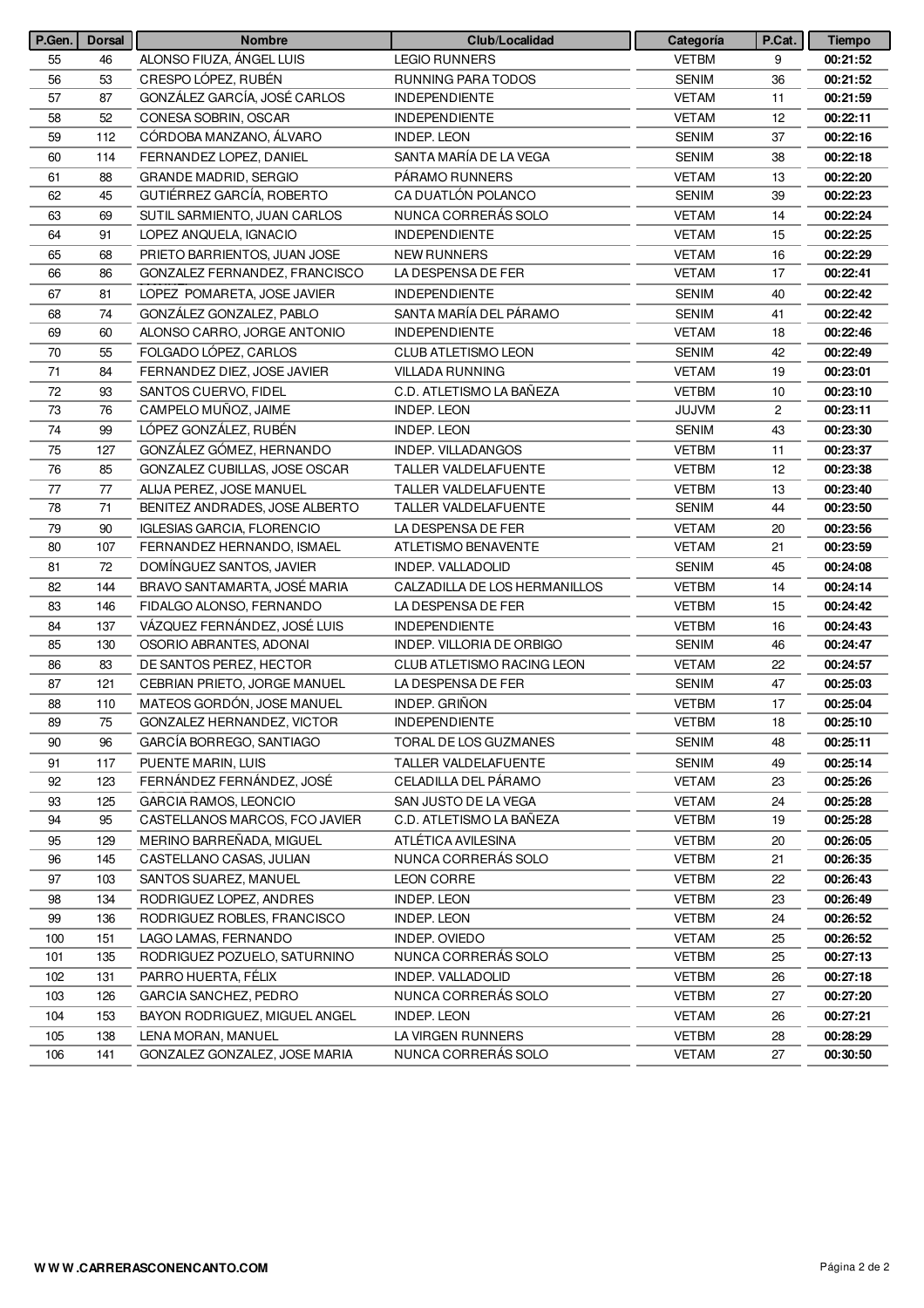| P.Gen. | Dorsal | Nombre | Club/Localidad | Categoría | P.Cat. | Tiempo |
|---|---|---|---|---|---|---|
| 55 | 46 | ALONSO FIUZA, ÁNGEL LUIS | LEGIO RUNNERS | VETBM | 9 | 00:21:52 |
| 56 | 53 | CRESPO LÓPEZ, RUBÉN | RUNNING PARA TODOS | SENIM | 36 | 00:21:52 |
| 57 | 87 | GONZÁLEZ GARCÍA, JOSÉ CARLOS | INDEPENDIENTE | VETAM | 11 | 00:21:59 |
| 58 | 52 | CONESA SOBRIN, OSCAR | INDEPENDIENTE | VETAM | 12 | 00:22:11 |
| 59 | 112 | CÓRDOBA MANZANO, ÁLVARO | INDEP. LEON | SENIM | 37 | 00:22:16 |
| 60 | 114 | FERNANDEZ LOPEZ, DANIEL | SANTA MARÍA DE LA VEGA | SENIM | 38 | 00:22:18 |
| 61 | 88 | GRANDE MADRID, SERGIO | PÁRAMO RUNNERS | VETAM | 13 | 00:22:20 |
| 62 | 45 | GUTIÉRREZ GARCÍA, ROBERTO | CA DUATLÓN POLANCO | SENIM | 39 | 00:22:23 |
| 63 | 69 | SUTIL SARMIENTO, JUAN CARLOS | NUNCA CORRERÁS SOLO | VETAM | 14 | 00:22:24 |
| 64 | 91 | LOPEZ ANQUELA, IGNACIO | INDEPENDIENTE | VETAM | 15 | 00:22:25 |
| 65 | 68 | PRIETO BARRIENTOS, JUAN JOSE | NEW RUNNERS | VETAM | 16 | 00:22:29 |
| 66 | 86 | GONZALEZ FERNANDEZ, FRANCISCO | LA DESPENSA DE FER | VETAM | 17 | 00:22:41 |
| 67 | 81 | LOPEZ POMARETA, JOSE JAVIER | INDEPENDIENTE | SENIM | 40 | 00:22:42 |
| 68 | 74 | GONZÁLEZ GONZALEZ, PABLO | SANTA MARÍA DEL PÁRAMO | SENIM | 41 | 00:22:42 |
| 69 | 60 | ALONSO CARRO, JORGE ANTONIO | INDEPENDIENTE | VETAM | 18 | 00:22:46 |
| 70 | 55 | FOLGADO LÓPEZ, CARLOS | CLUB ATLETISMO LEON | SENIM | 42 | 00:22:49 |
| 71 | 84 | FERNANDEZ DIEZ, JOSE JAVIER | VILLADA RUNNING | VETAM | 19 | 00:23:01 |
| 72 | 93 | SANTOS CUERVO, FIDEL | C.D. ATLETISMO LA BAÑEZA | VETBM | 10 | 00:23:10 |
| 73 | 76 | CAMPELO MUÑOZ, JAIME | INDEP. LEON | JUJVM | 2 | 00:23:11 |
| 74 | 99 | LÓPEZ GONZÁLEZ, RUBÉN | INDEP. LEON | SENIM | 43 | 00:23:30 |
| 75 | 127 | GONZÁLEZ GÓMEZ, HERNANDO | INDEP. VILLADANGOS | VETBM | 11 | 00:23:37 |
| 76 | 85 | GONZALEZ CUBILLAS, JOSE OSCAR | TALLER VALDELAFUENTE | VETBM | 12 | 00:23:38 |
| 77 | 77 | ALIJA PEREZ, JOSE MANUEL | TALLER VALDELAFUENTE | VETBM | 13 | 00:23:40 |
| 78 | 71 | BENITEZ ANDRADES, JOSE ALBERTO | TALLER VALDELAFUENTE | SENIM | 44 | 00:23:50 |
| 79 | 90 | IGLESIAS GARCIA, FLORENCIO | LA DESPENSA DE FER | VETAM | 20 | 00:23:56 |
| 80 | 107 | FERNANDEZ HERNANDO, ISMAEL | ATLETISMO BENAVENTE | VETAM | 21 | 00:23:59 |
| 81 | 72 | DOMÍNGUEZ SANTOS, JAVIER | INDEP. VALLADOLID | SENIM | 45 | 00:24:08 |
| 82 | 144 | BRAVO SANTAMARTA, JOSÉ MARIA | CALZADILLA DE LOS HERMANILLOS | VETBM | 14 | 00:24:14 |
| 83 | 146 | FIDALGO ALONSO, FERNANDO | LA DESPENSA DE FER | VETBM | 15 | 00:24:42 |
| 84 | 137 | VÁZQUEZ FERNÁNDEZ, JOSÉ LUIS | INDEPENDIENTE | VETBM | 16 | 00:24:43 |
| 85 | 130 | OSORIO ABRANTES, ADONAI | INDEP. VILLORIA DE ORBIGO | SENIM | 46 | 00:24:47 |
| 86 | 83 | DE SANTOS PEREZ, HECTOR | CLUB ATLETISMO RACING LEON | VETAM | 22 | 00:24:57 |
| 87 | 121 | CEBRIAN PRIETO, JORGE MANUEL | LA DESPENSA DE FER | SENIM | 47 | 00:25:03 |
| 88 | 110 | MATEOS GORDÓN, JOSE MANUEL | INDEP. GRIÑON | VETBM | 17 | 00:25:04 |
| 89 | 75 | GONZALEZ HERNANDEZ, VICTOR | INDEPENDIENTE | VETBM | 18 | 00:25:10 |
| 90 | 96 | GARCÍA BORREGO, SANTIAGO | TORAL DE LOS GUZMANES | SENIM | 48 | 00:25:11 |
| 91 | 117 | PUENTE MARIN, LUIS | TALLER VALDELAFUENTE | SENIM | 49 | 00:25:14 |
| 92 | 123 | FERNÁNDEZ FERNÁNDEZ, JOSÉ | CELADILLA DEL PÁRAMO | VETAM | 23 | 00:25:26 |
| 93 | 125 | GARCIA RAMOS, LEONCIO | SAN JUSTO DE LA VEGA | VETAM | 24 | 00:25:28 |
| 94 | 95 | CASTELLANOS MARCOS, FCO JAVIER | C.D. ATLETISMO LA BAÑEZA | VETBM | 19 | 00:25:28 |
| 95 | 129 | MERINO BARREÑADA, MIGUEL | ATLÉTICA AVILESINA | VETBM | 20 | 00:26:05 |
| 96 | 145 | CASTELLANO CASAS, JULIAN | NUNCA CORRERÁS SOLO | VETBM | 21 | 00:26:35 |
| 97 | 103 | SANTOS SUAREZ, MANUEL | LEON CORRE | VETBM | 22 | 00:26:43 |
| 98 | 134 | RODRIGUEZ LOPEZ, ANDRES | INDEP. LEON | VETBM | 23 | 00:26:49 |
| 99 | 136 | RODRIGUEZ ROBLES, FRANCISCO | INDEP. LEON | VETBM | 24 | 00:26:52 |
| 100 | 151 | LAGO LAMAS, FERNANDO | INDEP. OVIEDO | VETAM | 25 | 00:26:52 |
| 101 | 135 | RODRIGUEZ POZUELO, SATURNINO | NUNCA CORRERÁS SOLO | VETBM | 25 | 00:27:13 |
| 102 | 131 | PARRO HUERTA, FÉLIX | INDEP. VALLADOLID | VETBM | 26 | 00:27:18 |
| 103 | 126 | GARCIA SANCHEZ, PEDRO | NUNCA CORRERÁS SOLO | VETBM | 27 | 00:27:20 |
| 104 | 153 | BAYON RODRIGUEZ, MIGUEL ANGEL | INDEP. LEON | VETAM | 26 | 00:27:21 |
| 105 | 138 | LENA MORAN, MANUEL | LA VIRGEN RUNNERS | VETBM | 28 | 00:28:29 |
| 106 | 141 | GONZALEZ GONZALEZ, JOSE MARIA | NUNCA CORRERÁS SOLO | VETAM | 27 | 00:30:50 |

WWW.CARRERASCONENCANTO.COM